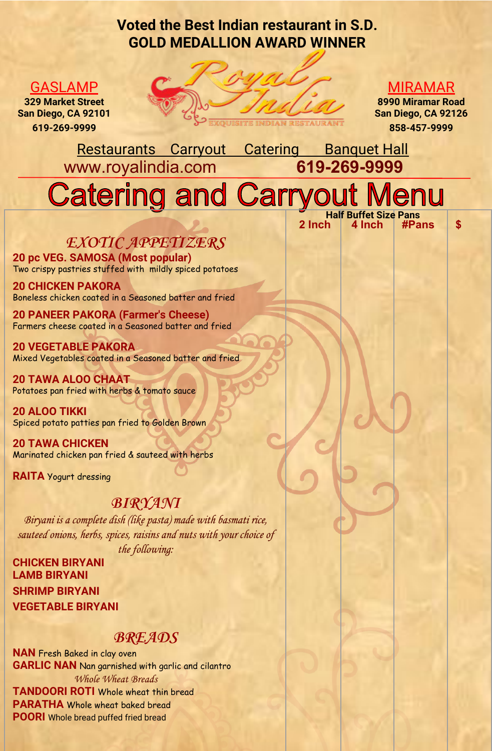**Voted the Best Indian restaurant in S.D.**
**GOLD MEDALLION AWARD WINNER**

# Royal India
EXQUISITE INDIAN RESTAURANT

**GASLAMP**
**329 Market Street**
**San Diego, CA 92101**
**619-269-9999**

**MIRAMAR**
**8990 Miramar Road**
**San Diego, CA 92126**
**858-457-9999**

Restaurants Carryout Catering Banquet Hall

www.royalindia.com **619-269-9999**

# Catering and Carryout Menu

| | Half Buffet Size Pans 2 Inch | 4 Inch | #Pans | $ |
|---|---|---|---|---|
| ***EXOTIC APPETIZERS*** | | | | |
| **20 pc VEG. SAMOSA (Most popular)** Two crispy pastries stuffed with mildly spiced potatoes | | | | |
| **20 CHICKEN PAKORA** Boneless chicken coated in a Seasoned batter and fried | | | | |
| **20 PANEER PAKORA (Farmer's Cheese)** Farmers cheese coated in a Seasoned batter and fried | | | | |
| **20 VEGETABLE PAKORA** Mixed Vegetables coated in a Seasoned batter and fried | | | | |
| **20 TAWA ALOO CHAAT** Potatoes pan fried with herbs & tomato sauce | | | | |
| **20 ALOO TIKKI** Spiced potato patties pan fried to Golden Brown | | | | |
| **20 TAWA CHICKEN** Marinated chicken pan fried & sauteed with herbs | | | | |
| **RAITA** Yogurt dressing | | | | |
| ***BIRYANI*** | | | | |
| *Biryani is a complete dish (like pasta) made with basmati rice, sauteed onions, herbs, spices, raisins and nuts with your choice of the following:* | | | | |
| **CHICKEN BIRYANI** | | | | |
| **LAMB BIRYANI** | | | | |
| **SHRIMP BIRYANI** | | | | |
| **VEGETABLE BIRYANI** | | | | |
| ***BREADS*** | | | | |
| **NAN** Fresh Baked in clay oven | | | | |
| **GARLIC NAN** Nan garnished with garlic and cilantro | | | | |
| *Whole Wheat Breads* | | | | |
| **TANDOORI ROTI** Whole wheat thin bread | | | | |
| **PARATHA** Whole wheat baked bread | | | | |
| **POORI** Whole bread puffed fried bread | | | | |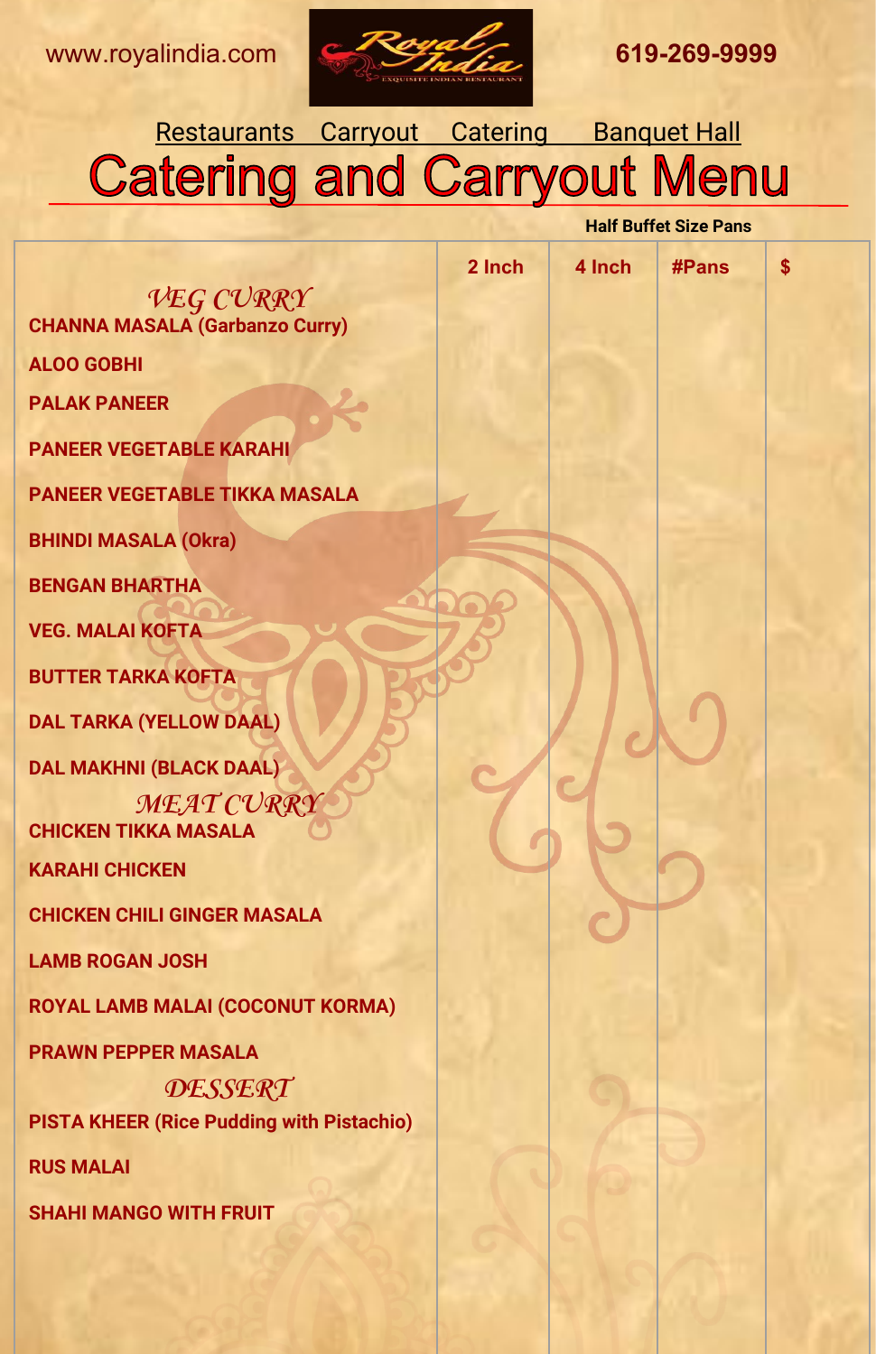www.royalindia.com

619-269-9999

Restaurants Carryout Catering Banquet Hall

# Catering and Carryout Menu

| | Half Buffet Size Pans | | | |
|---|---|---|---|---|
| | 2 Inch | 4 Inch | #Pans | $ |
| ***VEG CURRY*** | | | | |
| **CHANNA MASALA (Garbanzo Curry)** | | | | |
| **ALOO GOBHI** | | | | |
| **PALAK PANEER** | | | | |
| **PANEER VEGETABLE KARAHI** | | | | |
| **PANEER VEGETABLE TIKKA MASALA** | | | | |
| **BHINDI MASALA (Okra)** | | | | |
| **BENGAN BHARTHA** | | | | |
| **VEG. MALAI KOFTA** | | | | |
| **BUTTER TARKA KOFTA** | | | | |
| **DAL TARKA (YELLOW DAAL)** | | | | |
| **DAL MAKHNI (BLACK DAAL)** | | | | |
| ***MEAT CURRY*** | | | | |
| **CHICKEN TIKKA MASALA** | | | | |
| **KARAHI CHICKEN** | | | | |
| **CHICKEN CHILI GINGER MASALA** | | | | |
| **LAMB ROGAN JOSH** | | | | |
| **ROYAL LAMB MALAI (COCONUT KORMA)** | | | | |
| **PRAWN PEPPER MASALA** | | | | |
| ***DESSERT*** | | | | |
| **PISTA KHEER (Rice Pudding with Pistachio)** | | | | |
| **RUS MALAI** | | | | |
| **SHAHI MANGO WITH FRUIT** | | | | |